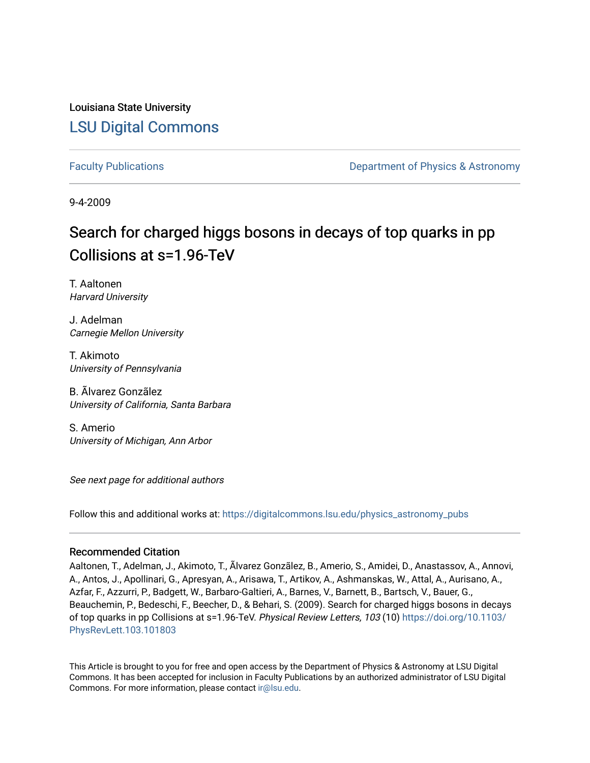Louisiana State University

# LSU Digital Commons

Faculty Publications | Department of Physics & Astronomy

9-4-2009

# Search for charged higgs bosons in decays of top quarks in pp Collisions at s=1.96-TeV

T. Aaltonen
*Harvard University*

J. Adelman
*Carnegie Mellon University*

T. Akimoto
*University of Pennsylvania*

B. Ãlvarez Gonzãlez
*University of California, Santa Barbara*

S. Amerio
*University of Michigan, Ann Arbor*

*See next page for additional authors*

Follow this and additional works at: https://digitalcommons.lsu.edu/physics_astronomy_pubs

## Recommended Citation

Aaltonen, T., Adelman, J., Akimoto, T., Ãlvarez Gonzãlez, B., Amerio, S., Amidei, D., Anastassov, A., Annovi, A., Antos, J., Apollinari, G., Apresyan, A., Arisawa, T., Artikov, A., Ashmanskas, W., Attal, A., Aurisano, A., Azfar, F., Azzurri, P., Badgett, W., Barbaro-Galtieri, A., Barnes, V., Barnett, B., Bartsch, V., Bauer, G., Beauchemin, P., Bedeschi, F., Beecher, D., & Behari, S. (2009). Search for charged higgs bosons in decays of top quarks in pp Collisions at s=1.96-TeV. *Physical Review Letters, 103* (10) https://doi.org/10.1103/PhysRevLett.103.101803

This Article is brought to you for free and open access by the Department of Physics & Astronomy at LSU Digital Commons. It has been accepted for inclusion in Faculty Publications by an authorized administrator of LSU Digital Commons. For more information, please contact ir@lsu.edu.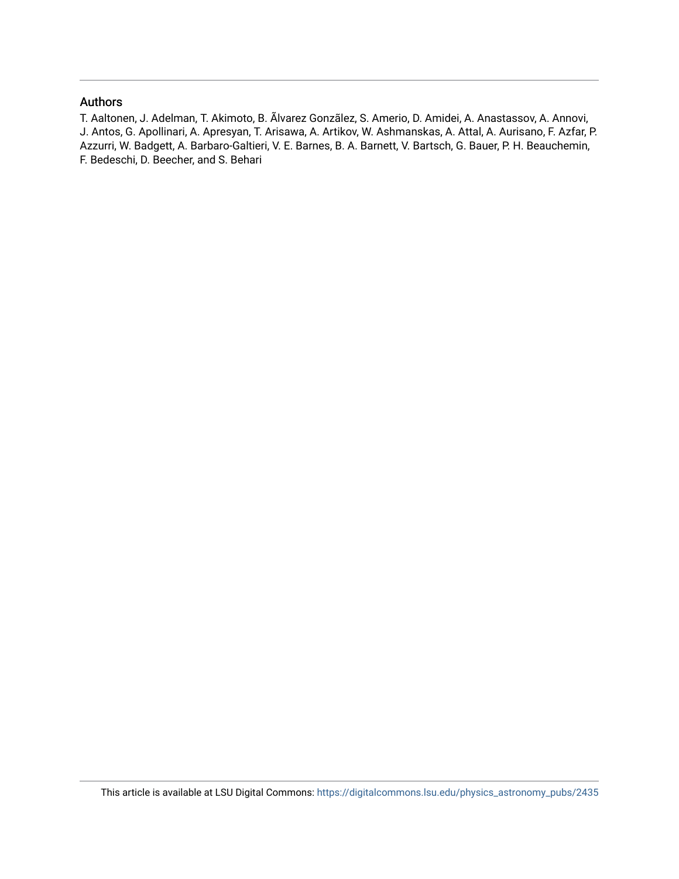## Authors

T. Aaltonen, J. Adelman, T. Akimoto, B. Ãlvarez Gonzãlez, S. Amerio, D. Amidei, A. Anastassov, A. Annovi, J. Antos, G. Apollinari, A. Apresyan, T. Arisawa, A. Artikov, W. Ashmanskas, A. Attal, A. Aurisano, F. Azfar, P. Azzurri, W. Badgett, A. Barbaro-Galtieri, V. E. Barnes, B. A. Barnett, V. Bartsch, G. Bauer, P. H. Beauchemin, F. Bedeschi, D. Beecher, and S. Behari

This article is available at LSU Digital Commons: https://digitalcommons.lsu.edu/physics_astronomy_pubs/2435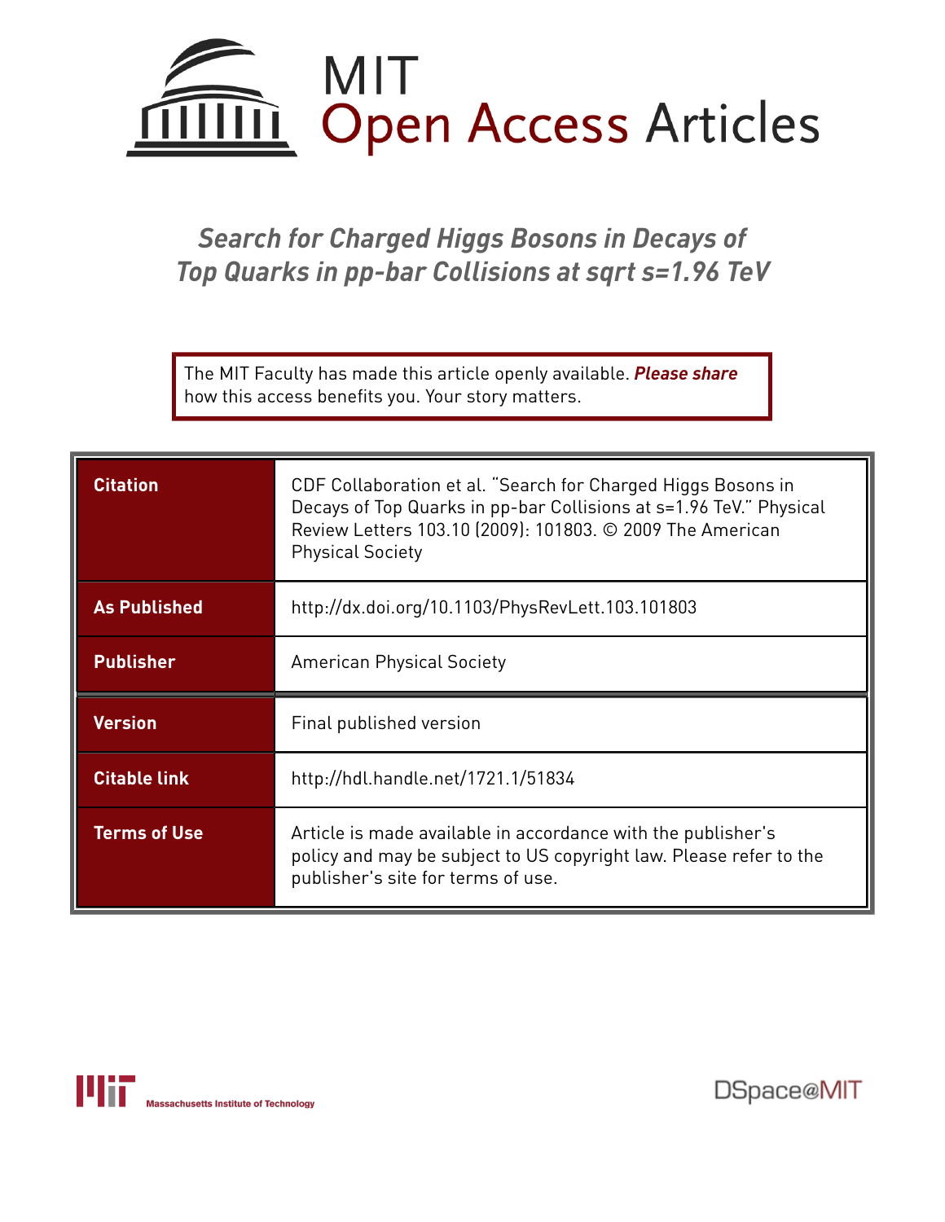# MIT Open Access Articles

## *Search for Charged Higgs Bosons in Decays of Top Quarks in pp-bar Collisions at sqrt s=1.96 TeV*

The MIT Faculty has made this article openly available. ***Please share*** how this access benefits you. Your story matters.

| | |
|---|---|
| **Citation** | CDF Collaboration et al. "Search for Charged Higgs Bosons in Decays of Top Quarks in pp-bar Collisions at s=1.96 TeV." Physical Review Letters 103.10 (2009): 101803. © 2009 The American Physical Society |
| **As Published** | http://dx.doi.org/10.1103/PhysRevLett.103.101803 |
| **Publisher** | American Physical Society |
| **Version** | Final published version |
| **Citable link** | http://hdl.handle.net/1721.1/51834 |
| **Terms of Use** | Article is made available in accordance with the publisher's policy and may be subject to US copyright law. Please refer to the publisher's site for terms of use. |

Massachusetts Institute of Technology

DSpace@MIT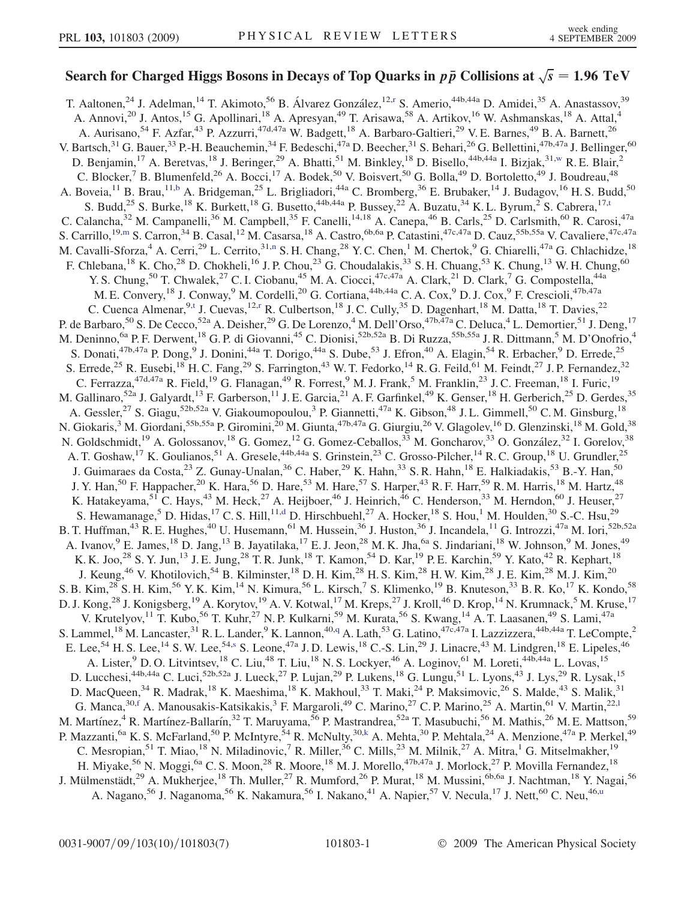# Search for Charged Higgs Bosons in Decays of Top Quarks in $p\bar{p}$ Collisions at $\sqrt{s} = 1.96$ TeV

T. Aaltonen,[24] J. Adelman,[14] T. Akimoto,[56] B. Álvarez González,[12,r] S. Amerio,[44b,44a] D. Amidei,[35] A. Anastassov,[39] A. Annovi,[20] J. Antos,[15] G. Apollinari,[18] A. Apresyan,[49] T. Arisawa,[58] A. Artikov,[16] W. Ashmanskas,[18] A. Attal,[4] A. Aurisano,[54] F. Azfar,[43] P. Azzurri,[47d,47a] W. Badgett,[18] A. Barbaro-Galtieri,[29] V. E. Barnes,[49] B. A. Barnett,[26] V. Bartsch,[31] G. Bauer,[33] P.-H. Beauchemin,[34] F. Bedeschi,[47a] D. Beecher,[31] S. Behari,[26] G. Bellettini,[47b,47a] J. Bellinger,[60] D. Benjamin,[17] A. Beretvas,[18] J. Beringer,[29] A. Bhatti,[51] M. Binkley,[18] D. Bisello,[44b,44a] I. Bizjak,[31,w] R. E. Blair,[2] C. Blocker,[7] B. Blumenfeld,[26] A. Bocci,[17] A. Bodek,[50] V. Boisvert,[50] G. Bolla,[49] D. Bortoletto,[49] J. Boudreau,[48] A. Boveia,[11] B. Brau,[11,b] A. Bridgeman,[25] L. Brigliadori,[44a] C. Bromberg,[36] E. Brubaker,[14] J. Budagov,[16] H. S. Budd,[50] S. Budd,[25] S. Burke,[18] K. Burkett,[18] G. Busetto,[44b,44a] P. Bussey,[22] A. Buzatu,[34] K. L. Byrum,[2] S. Cabrera,[17,t] C. Calancha,[32] M. Campanelli,[36] M. Campbell,[35] F. Canelli,[14,18] A. Canepa,[46] B. Carls,[25] D. Carlsmith,[60] R. Carosi,[47a] S. Carrillo,[19,m] S. Carron,[34] B. Casal,[12] M. Casarsa,[18] A. Castro,[6b,6a] P. Catastini,[47c,47a] D. Cauz,[55b,55a] V. Cavaliere,[47c,47a] M. Cavalli-Sforza,[4] A. Cerri,[29] L. Cerrito,[31,n] S. H. Chang,[28] Y. C. Chen,[1] M. Chertok,[9] G. Chiarelli,[47a] G. Chlachidze,[18] F. Chlebana,[18] K. Cho,[28] D. Chokheli,[16] J. P. Chou,[23] G. Choudalakis,[33] S. H. Chuang,[53] K. Chung,[13] W. H. Chung,[60] Y. S. Chung,[50] T. Chwalek,[27] C. I. Ciobanu,[45] M. A. Ciocci,[47c,47a] A. Clark,[21] D. Clark,[7] G. Compostella,[44a] M. E. Convery,[18] J. Conway,[9] M. Cordelli,[20] G. Cortiana,[44b,44a] C. A. Cox,[9] D. J. Cox,[9] F. Crescioli,[47b,47a] C. Cuenca Almenar,[9,t] J. Cuevas,[12,r] R. Culbertson,[18] J. C. Cully,[35] D. Dagenhart,[18] M. Datta,[18] T. Davies,[22] P. de Barbaro,[50] S. De Cecco,[52a] A. Deisher,[29] G. De Lorenzo,[4] M. Dell'Orso,[47b,47a] C. Deluca,[4] L. Demortier,[51] J. Deng,[17] M. Deninno,[6a] P. F. Derwent,[18] G. P. di Giovanni,[45] C. Dionisi,[52b,52a] B. Di Ruzza,[55b,55a] J. R. Dittmann,[5] M. D'Onofrio,[4] S. Donati,[47b,47a] P. Dong,[9] J. Donini,[44a] T. Dorigo,[44a] S. Dube,[53] J. Efron,[40] A. Elagin,[54] R. Erbacher,[9] D. Errede,[25] S. Errede,[25] R. Eusebi,[18] H. C. Fang,[29] S. Farrington,[43] W. T. Fedorko,[14] R. G. Feild,[61] M. Feindt,[27] J. P. Fernandez,[32] C. Ferrazza,[47d,47a] R. Field,[19] G. Flanagan,[49] R. Forrest,[9] M. J. Frank,[5] M. Franklin,[23] J. C. Freeman,[18] I. Furic,[19] M. Gallinaro,[52a] J. Galyardt,[13] F. Garberson,[11] J. E. Garcia,[21] A. F. Garfinkel,[49] K. Genser,[18] H. Gerberich,[25] D. Gerdes,[35] A. Gessler,[27] S. Giagu,[52b,52a] V. Giakoumopoulou,[3] P. Giannetti,[47a] K. Gibson,[48] J. L. Gimmell,[50] C. M. Ginsburg,[18] N. Giokaris,[3] M. Giordani,[55b,55a] P. Giromini,[20] M. Giunta,[47b,47a] G. Giurgiu,[26] V. Glagolev,[16] D. Glenzinski,[18] M. Gold,[38] N. Goldschmidt,[19] A. Golossanov,[18] G. Gomez,[12] G. Gomez-Ceballos,[33] M. Goncharov,[33] O. González,[32] I. Gorelov,[38] A. T. Goshaw,[17] K. Goulianos,[51] A. Gresele,[44b,44a] S. Grinstein,[23] C. Grosso-Pilcher,[14] R. C. Group,[18] U. Grundler,[25] J. Guimaraes da Costa,[23] Z. Gunay-Unalan,[36] C. Haber,[29] K. Hahn,[33] S. R. Hahn,[18] E. Halkiadakis,[53] B.-Y. Han,[50] J. Y. Han,[50] F. Happacher,[20] K. Hara,[56] D. Hare,[53] M. Hare,[57] S. Harper,[43] R. F. Harr,[59] R. M. Harris,[18] M. Hartz,[48] K. Hatakeyama,[51] C. Hays,[43] M. Heck,[27] A. Heijboer,[46] J. Heinrich,[46] C. Henderson,[33] M. Herndon,[60] J. Heuser,[27] S. Hewamanage,[5] D. Hidas,[17] C. S. Hill,[11,d] D. Hirschbuehl,[27] A. Hocker,[18] S. Hou,[1] M. Houlden,[30] S.-C. Hsu,[29] B. T. Huffman,[43] R. E. Hughes,[40] U. Husemann,[61] M. Hussein,[36] J. Huston,[36] J. Incandela,[11] G. Introzzi,[47a] M. Iori,[52b,52a] A. Ivanov,[9] E. James,[18] D. Jang,[13] B. Jayatilaka,[17] E. J. Jeon,[28] M. K. Jha,[6a] S. Jindariani,[18] W. Johnson,[9] M. Jones,[49] K. K. Joo,[28] S. Y. Jun,[13] J. E. Jung,[28] T. R. Junk,[18] T. Kamon,[54] D. Kar,[19] P. E. Karchin,[59] Y. Kato,[42] R. Kephart,[18] J. Keung,[46] V. Khotilovich,[54] B. Kilminster,[18] D. H. Kim,[28] H. S. Kim,[28] H. W. Kim,[28] J. E. Kim,[28] M. J. Kim,[20] S. B. Kim,[28] S. H. Kim,[56] Y. K. Kim,[14] N. Kimura,[56] L. Kirsch,[7] S. Klimenko,[19] B. Knuteson,[33] B. R. Ko,[17] K. Kondo,[58] D. J. Kong,[28] J. Konigsberg,[19] A. Korytov,[19] A. V. Kotwal,[17] M. Kreps,[27] J. Kroll,[46] D. Krop,[14] N. Krumnack,[5] M. Kruse,[17] V. Krutelyov,[11] T. Kubo,[56] T. Kuhr,[27] N. P. Kulkarni,[59] M. Kurata,[56] S. Kwang,[14] A. T. Laasanen,[49] S. Lami,[47a] S. Lammel,[18] M. Lancaster,[31] R. L. Lander,[9] K. Lannon,[40,q] A. Lath,[53] G. Latino,[47c,47a] I. Lazzizzera,[44b,44a] T. LeCompte,[2] E. Lee,[54] H. S. Lee,[14] S. W. Lee,[54,s] S. Leone,[47a] J. D. Lewis,[18] C.-S. Lin,[29] J. Linacre,[43] M. Lindgren,[18] E. Lipeles,[46] A. Lister,[9] D. O. Litvintsev,[18] C. Liu,[48] T. Liu,[18] N. S. Lockyer,[46] A. Loginov,[61] M. Loreti,[44b,44a] L. Lovas,[15] D. Lucchesi,[44b,44a] C. Luci,[52b,52a] J. Lueck,[27] P. Lujan,[29] P. Lukens,[18] G. Lungu,[51] L. Lyons,[43] J. Lys,[29] R. Lysak,[15] D. MacQueen,[34] R. Madrak,[18] K. Maeshima,[18] K. Makhoul,[33] T. Maki,[24] P. Maksimovic,[26] S. Malde,[43] S. Malik,[31] G. Manca,[30,f] A. Manousakis-Katsikakis,[3] F. Margaroli,[49] C. Marino,[27] C. P. Marino,[25] A. Martin,[61] V. Martin,[22,l] M. Martínez,[4] R. Martínez-Ballarín,[32] T. Maruyama,[56] P. Mastrandrea,[52a] T. Masubuchi,[56] M. Mathis,[26] M. E. Mattson,[59] P. Mazzanti,[6a] K. S. McFarland,[50] P. McIntyre,[54] R. McNulty,[30,k] A. Mehta,[30] P. Mehtala,[24] A. Menzione,[47a] P. Merkel,[49] C. Mesropian,[51] T. Miao,[18] N. Miladinovic,[7] R. Miller,[36] C. Mills,[23] M. Milnik,[27] A. Mitra,[1] G. Mitselmakher,[19] H. Miyake,[56] N. Moggi,[6a] C. S. Moon,[28] R. Moore,[18] M. J. Morello,[47b,47a] J. Morlock,[27] P. Movilla Fernandez,[18] J. Mülmenstädt,[29] A. Mukherjee,[18] Th. Muller,[27] R. Mumford,[26] P. Murat,[18] M. Mussini,[6b,6a] J. Nachtman,[18] Y. Nagai,[56] A. Nagano,[56] J. Naganoma,[56] K. Nakamura,[56] I. Nakano,[41] A. Napier,[57] V. Necula,[17] J. Nett,[60] C. Neu,[46,u]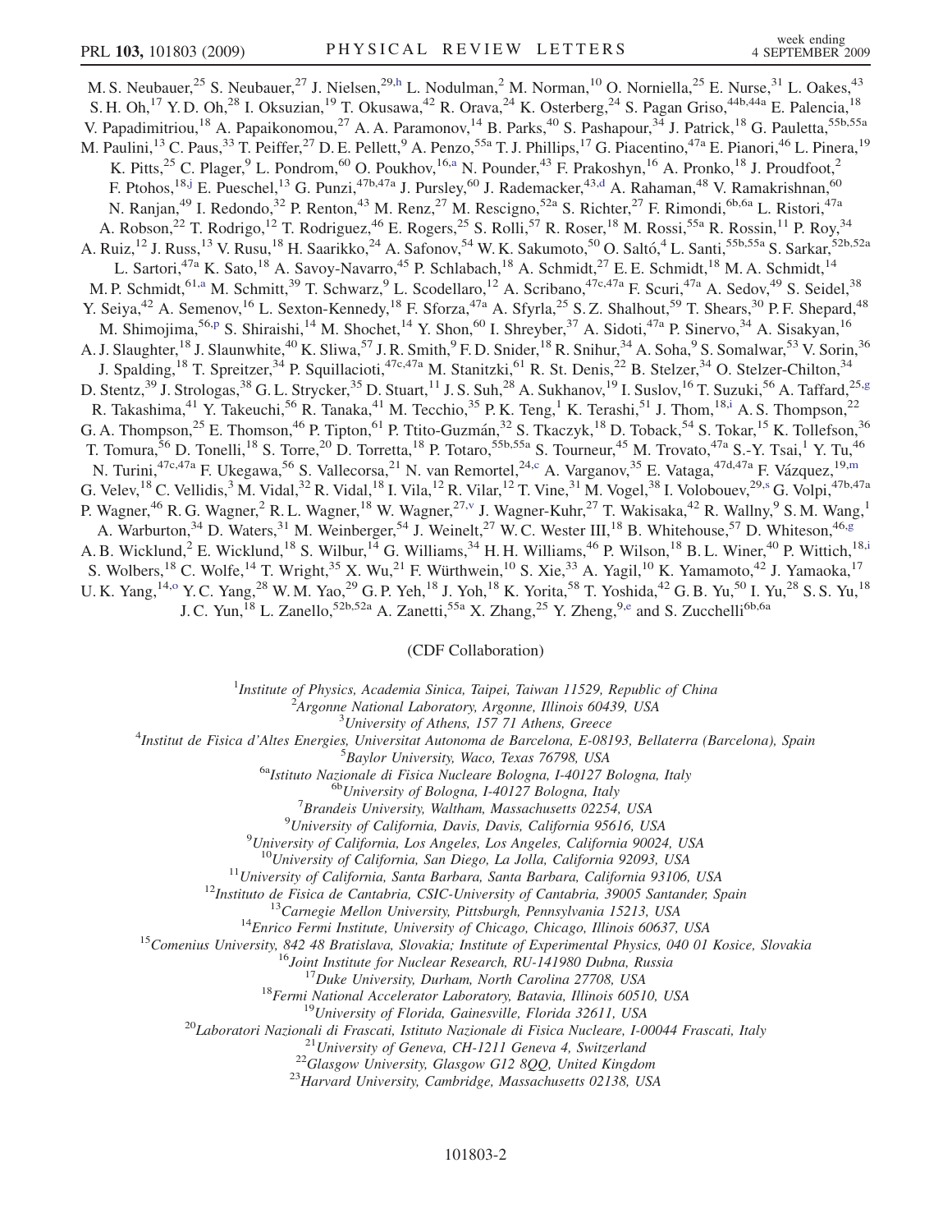M. S. Neubauer,[25] S. Neubauer,[27] J. Nielsen,[29,h] L. Nodulman,[2] M. Norman,[10] O. Norniella,[25] E. Nurse,[31] L. Oakes,[43] S. H. Oh,[17] Y. D. Oh,[28] I. Oksuzian,[19] T. Okusawa,[42] R. Orava,[24] K. Osterberg,[24] S. Pagan Griso,[44b,44a] E. Palencia,[18] V. Papadimitriou,[18] A. Papaikonomou,[27] A. A. Paramonov,[14] B. Parks,[40] S. Pashapour,[34] J. Patrick,[18] G. Pauletta,[55b,55a] M. Paulini,[13] C. Paus,[33] T. Peiffer,[27] D. E. Pellett,[9] A. Penzo,[55a] T. J. Phillips,[17] G. Piacentino,[47a] E. Pianori,[46] L. Pinera,[19] K. Pitts,[25] C. Plager,[9] L. Pondrom,[60] O. Poukhov,[16,a] N. Pounder,[43] F. Prakoshyn,[16] A. Pronko,[18] J. Proudfoot,[2] F. Ptohos,[18,j] E. Pueschel,[13] G. Punzi,[47b,47a] J. Pursley,[60] J. Rademacker,[43,d] A. Rahaman,[48] V. Ramakrishnan,[60] N. Ranjan,[49] I. Redondo,[32] P. Renton,[43] M. Renz,[27] M. Rescigno,[52a] S. Richter,[27] F. Rimondi,[6b,6a] L. Ristori,[47a] A. Robson,[22] T. Rodrigo,[12] T. Rodriguez,[46] E. Rogers,[25] S. Rolli,[57] R. Roser,[18] M. Rossi,[55a] R. Rossin,[11] P. Roy,[34] A. Ruiz,[12] J. Russ,[13] V. Rusu,[18] H. Saarikko,[24] A. Safonov,[54] W. K. Sakumoto,[50] O. Saltó,[4] L. Santi,[55b,55a] S. Sarkar,[52b,52a] L. Sartori,[47a] K. Sato,[18] A. Savoy-Navarro,[45] P. Schlabach,[18] A. Schmidt,[27] E. E. Schmidt,[18] M. A. Schmidt,[14] M. P. Schmidt,[61,a] M. Schmitt,[39] T. Schwarz,[9] L. Scodellaro,[12] A. Scribano,[47c,47a] F. Scuri,[47a] A. Sedov,[49] S. Seidel,[38] Y. Seiya,[42] A. Semenov,[16] L. Sexton-Kennedy,[18] F. Sforza,[47a] A. Sfyrla,[25] S. Z. Shalhout,[59] T. Shears,[30] P. F. Shepard,[48] M. Shimojima,[56,p] S. Shiraishi,[14] M. Shochet,[14] Y. Shon,[60] I. Shreyber,[37] A. Sidoti,[47a] P. Sinervo,[34] A. Sisakyan,[16] A. J. Slaughter,[18] J. Slaunwhite,[40] K. Sliwa,[57] J. R. Smith,[9] F. D. Snider,[18] R. Snihur,[34] A. Soha,[9] S. Somalwar,[53] V. Sorin,[36] J. Spalding,[18] T. Spreitzer,[34] P. Squillacioti,[47c,47a] M. Stanitzki,[61] R. St. Denis,[22] B. Stelzer,[34] O. Stelzer-Chilton,[34] D. Stentz,[39] J. Strologas,[38] G. L. Strycker,[35] D. Stuart,[11] J. S. Suh,[28] A. Sukhanov,[19] I. Suslov,[16] T. Suzuki,[56] A. Taffard,[25,g] R. Takashima,[41] Y. Takeuchi,[56] R. Tanaka,[41] M. Tecchio,[35] P. K. Teng,[1] K. Terashi,[51] J. Thom,[18,i] A. S. Thompson,[22] G. A. Thompson,[25] E. Thomson,[46] P. Tipton,[61] P. Ttito-Guzmán,[32] S. Tkaczyk,[18] D. Toback,[54] S. Tokar,[15] K. Tollefson,[36] T. Tomura,[56] D. Tonelli,[18] S. Torre,[20] D. Torretta,[18] P. Totaro,[55b,55a] S. Tourneur,[45] M. Trovato,[47a] S.-Y. Tsai,[1] Y. Tu,[46] N. Turini,[47c,47a] F. Ukegawa,[56] S. Vallecorsa,[21] N. van Remortel,[24,c] A. Varganov,[35] E. Vataga,[47d,47a] F. Vázquez,[19,m] G. Velev,[18] C. Vellidis,[3] M. Vidal,[32] R. Vidal,[18] I. Vila,[12] R. Vilar,[12] T. Vine,[31] M. Vogel,[38] I. Volobouev,[29,s] G. Volpi,[47b,47a] P. Wagner,[46] R. G. Wagner,[2] R. L. Wagner,[18] W. Wagner,[27,v] J. Wagner-Kuhr,[27] T. Wakisaka,[42] R. Wallny,[9] S. M. Wang,[1] A. Warburton,[34] D. Waters,[31] M. Weinberger,[54] J. Weinelt,[27] W. C. Wester III,[18] B. Whitehouse,[57] D. Whiteson,[46,g] A. B. Wicklund,[2] E. Wicklund,[18] S. Wilbur,[14] G. Williams,[34] H. H. Williams,[46] P. Wilson,[18] B. L. Winer,[40] P. Wittich,[18,i] S. Wolbers,[18] C. Wolfe,[14] T. Wright,[35] X. Wu,[21] F. Würthwein,[10] S. Xie,[33] A. Yagil,[10] K. Yamamoto,[42] J. Yamaoka,[17] U. K. Yang,[14,o] Y. C. Yang,[28] W. M. Yao,[29] G. P. Yeh,[18] J. Yoh,[18] K. Yorita,[58] T. Yoshida,[42] G. B. Yu,[50] I. Yu,[28] S. S. Yu,[18] J. C. Yun,[18] L. Zanello,[52b,52a] A. Zanetti,[55a] X. Zhang,[25] Y. Zheng,[9,e] and S. Zucchelli[6b,6a]

(CDF Collaboration)

[1]*Institute of Physics, Academia Sinica, Taipei, Taiwan 11529, Republic of China*
[2]*Argonne National Laboratory, Argonne, Illinois 60439, USA*
[3]*University of Athens, 157 71 Athens, Greece*
[4]*Institut de Fisica d'Altes Energies, Universitat Autonoma de Barcelona, E-08193, Bellaterra (Barcelona), Spain*
[5]*Baylor University, Waco, Texas 76798, USA*
[6a]*Istituto Nazionale di Fisica Nucleare Bologna, I-40127 Bologna, Italy*
[6b]*University of Bologna, I-40127 Bologna, Italy*
[7]*Brandeis University, Waltham, Massachusetts 02254, USA*
[9]*University of California, Davis, Davis, California 95616, USA*
[9]*University of California, Los Angeles, Los Angeles, California 90024, USA*
[10]*University of California, San Diego, La Jolla, California 92093, USA*
[11]*University of California, Santa Barbara, Santa Barbara, California 93106, USA*
[12]*Instituto de Fisica de Cantabria, CSIC-University of Cantabria, 39005 Santander, Spain*
[13]*Carnegie Mellon University, Pittsburgh, Pennsylvania 15213, USA*
[14]*Enrico Fermi Institute, University of Chicago, Chicago, Illinois 60637, USA*
[15]*Comenius University, 842 48 Bratislava, Slovakia; Institute of Experimental Physics, 040 01 Kosice, Slovakia*
[16]*Joint Institute for Nuclear Research, RU-141980 Dubna, Russia*
[17]*Duke University, Durham, North Carolina 27708, USA*
[18]*Fermi National Accelerator Laboratory, Batavia, Illinois 60510, USA*
[19]*University of Florida, Gainesville, Florida 32611, USA*
[20]*Laboratori Nazionali di Frascati, Istituto Nazionale di Fisica Nucleare, I-00044 Frascati, Italy*
[21]*University of Geneva, CH-1211 Geneva 4, Switzerland*
[22]*Glasgow University, Glasgow G12 8QQ, United Kingdom*
[23]*Harvard University, Cambridge, Massachusetts 02138, USA*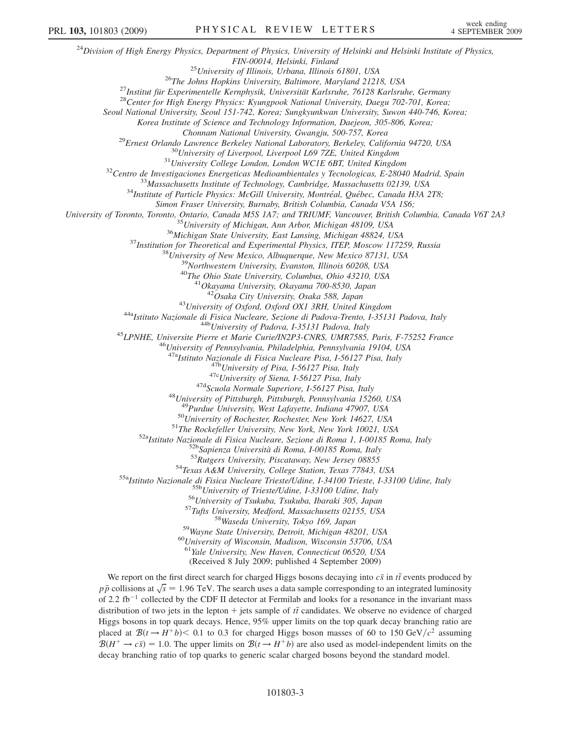[24]Division of High Energy Physics, Department of Physics, University of Helsinki and Helsinki Institute of Physics, FIN-00014, Helsinki, Finland

[25]University of Illinois, Urbana, Illinois 61801, USA

[26]The Johns Hopkins University, Baltimore, Maryland 21218, USA

[27]Institut für Experimentelle Kernphysik, Universität Karlsruhe, 76128 Karlsruhe, Germany

[28]Center for High Energy Physics: Kyungpook National University, Daegu 702-701, Korea; Seoul National University, Seoul 151-742, Korea; Sungkyunkwan University, Suwon 440-746, Korea; Korea Institute of Science and Technology Information, Daejeon, 305-806, Korea; Chonnam National University, Gwangju, 500-757, Korea

[29]Ernest Orlando Lawrence Berkeley National Laboratory, Berkeley, California 94720, USA

[30]University of Liverpool, Liverpool L69 7ZE, United Kingdom

[31]University College London, London WC1E 6BT, United Kingdom

[32]Centro de Investigaciones Energeticas Medioambientales y Tecnologicas, E-28040 Madrid, Spain

[33]Massachusetts Institute of Technology, Cambridge, Massachusetts 02139, USA

[34]Institute of Particle Physics: McGill University, Montréal, Québec, Canada H3A 2T8; Simon Fraser University, Burnaby, British Columbia, Canada V5A 1S6; University of Toronto, Toronto, Ontario, Canada M5S 1A7; and TRIUMF, Vancouver, British Columbia, Canada V6T 2A3

[35]University of Michigan, Ann Arbor, Michigan 48109, USA

[36]Michigan State University, East Lansing, Michigan 48824, USA

[37]Institution for Theoretical and Experimental Physics, ITEP, Moscow 117259, Russia

[38]University of New Mexico, Albuquerque, New Mexico 87131, USA

[39]Northwestern University, Evanston, Illinois 60208, USA

[40]The Ohio State University, Columbus, Ohio 43210, USA

[41]Okayama University, Okayama 700-8530, Japan

[42]Osaka City University, Osaka 588, Japan

[43]University of Oxford, Oxford OX1 3RH, United Kingdom

[44a]Istituto Nazionale di Fisica Nucleare, Sezione di Padova-Trento, I-35131 Padova, Italy

[44b]University of Padova, I-35131 Padova, Italy

[45]LPNHE, Universite Pierre et Marie Curie/IN2P3-CNRS, UMR7585, Paris, F-75252 France

[46]University of Pennsylvania, Philadelphia, Pennsylvania 19104, USA

[47a]Istituto Nazionale di Fisica Nucleare Pisa, I-56127 Pisa, Italy

[47b]University of Pisa, I-56127 Pisa, Italy

[47c]University of Siena, I-56127 Pisa, Italy

[47d]Scuola Normale Superiore, I-56127 Pisa, Italy

[48]University of Pittsburgh, Pittsburgh, Pennsylvania 15260, USA

[49]Purdue University, West Lafayette, Indiana 47907, USA

[50]University of Rochester, Rochester, New York 14627, USA

[51]The Rockefeller University, New York, New York 10021, USA

[52a]Istituto Nazionale di Fisica Nucleare, Sezione di Roma 1, I-00185 Roma, Italy

[52b]Sapienza Università di Roma, I-00185 Roma, Italy

[53]Rutgers University, Piscataway, New Jersey 08855

[54]Texas A&M University, College Station, Texas 77843, USA

[55a]Istituto Nazionale di Fisica Nucleare Trieste/Udine, I-34100 Trieste, I-33100 Udine, Italy

[55b]University of Trieste/Udine, I-33100 Udine, Italy

[56]University of Tsukuba, Tsukuba, Ibaraki 305, Japan

[57]Tufts University, Medford, Massachusetts 02155, USA

[58]Waseda University, Tokyo 169, Japan

[59]Wayne State University, Detroit, Michigan 48201, USA

[60]University of Wisconsin, Madison, Wisconsin 53706, USA

[61]Yale University, New Haven, Connecticut 06520, USA

(Received 8 July 2009; published 4 September 2009)

We report on the first direct search for charged Higgs bosons decaying into $c\bar{s}$ in $t\bar{t}$ events produced by $p\bar{p}$ collisions at $\sqrt{s} = 1.96$ TeV. The search uses a data sample corresponding to an integrated luminosity of 2.2 fb$^{-1}$ collected by the CDF II detector at Fermilab and looks for a resonance in the invariant mass distribution of two jets in the lepton + jets sample of $t\bar{t}$ candidates. We observe no evidence of charged Higgs bosons in top quark decays. Hence, 95% upper limits on the top quark decay branching ratio are placed at $\mathcal{B}(t \to H^+ b) < 0.1$ to 0.3 for charged Higgs boson masses of 60 to 150 GeV/$c^2$ assuming $\mathcal{B}(H^+ \to c\bar{s}) = 1.0$. The upper limits on $\mathcal{B}(t \to H^+ b)$ are also used as model-independent limits on the decay branching ratio of top quarks to generic scalar charged bosons beyond the standard model.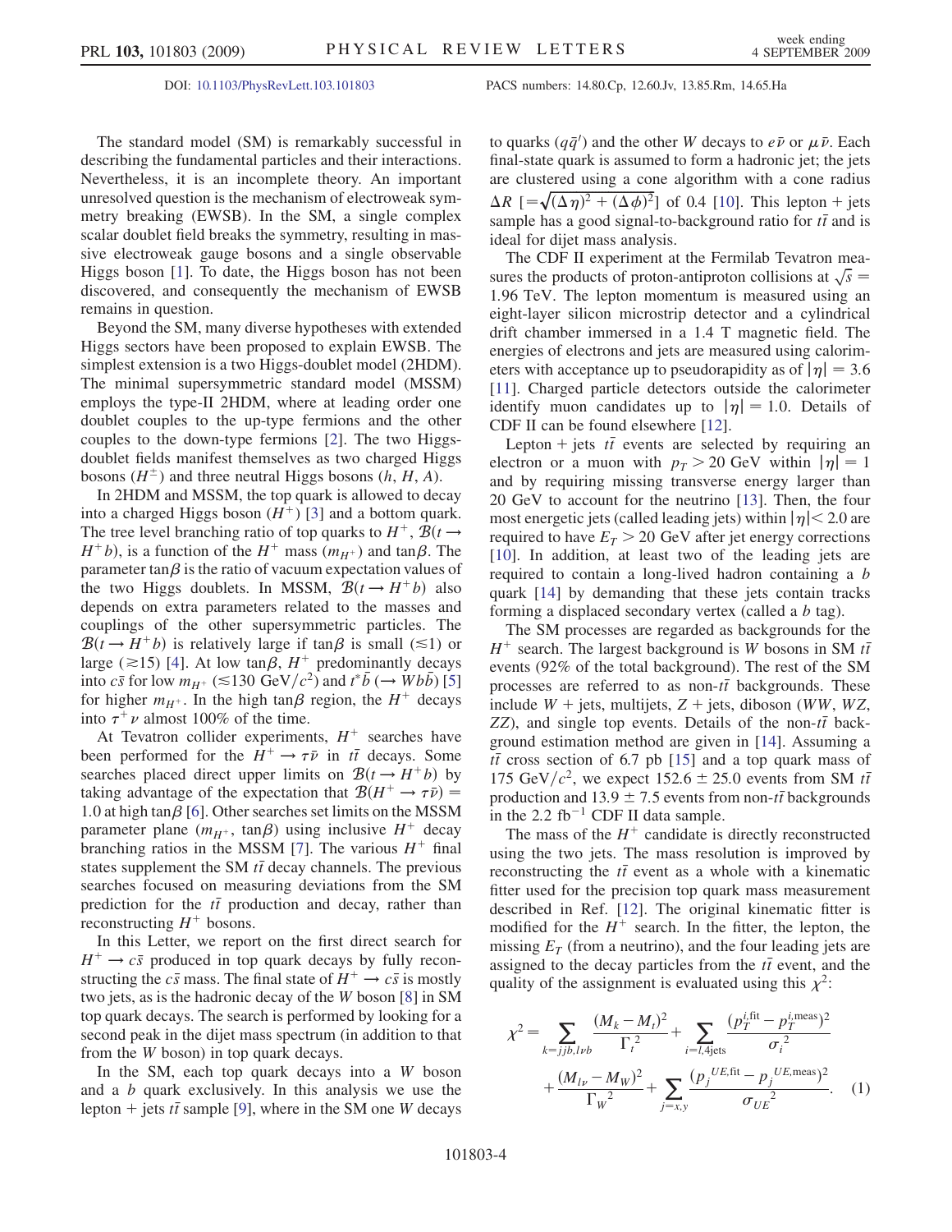DOI: 10.1103/PhysRevLett.103.101803 PACS numbers: 14.80.Cp, 12.60.Jv, 13.85.Rm, 14.65.Ha

The standard model (SM) is remarkably successful in describing the fundamental particles and their interactions. Nevertheless, it is an incomplete theory. An important unresolved question is the mechanism of electroweak symmetry breaking (EWSB). In the SM, a single complex scalar doublet field breaks the symmetry, resulting in massive electroweak gauge bosons and a single observable Higgs boson [1]. To date, the Higgs boson has not been discovered, and consequently the mechanism of EWSB remains in question.

Beyond the SM, many diverse hypotheses with extended Higgs sectors have been proposed to explain EWSB. The simplest extension is a two Higgs-doublet model (2HDM). The minimal supersymmetric standard model (MSSM) employs the type-II 2HDM, where at leading order one doublet couples to the up-type fermions and the other couples to the down-type fermions [2]. The two Higgs-doublet fields manifest themselves as two charged Higgs bosons ($H^{\pm}$) and three neutral Higgs bosons ($h$, $H$, $A$).

In 2HDM and MSSM, the top quark is allowed to decay into a charged Higgs boson ($H^+$) [3] and a bottom quark. The tree level branching ratio of top quarks to $H^+$, $\mathcal{B}(t \to H^+ b)$, is a function of the $H^+$ mass ($m_{H^+}$) and $\tan\beta$. The parameter $\tan\beta$ is the ratio of vacuum expectation values of the two Higgs doublets. In MSSM, $\mathcal{B}(t \to H^+ b)$ also depends on extra parameters related to the masses and couplings of the other supersymmetric particles. The $\mathcal{B}(t \to H^+ b)$ is relatively large if $\tan\beta$ is small ($\lesssim 1$) or large ($\gtrsim 15$) [4]. At low $\tan\beta$, $H^+$ predominantly decays into $c\bar{s}$ for low $m_{H^+}$ ($\lesssim 130$ GeV/$c^2$) and $t^*\bar{b}$ ($\to Wb\bar{b}$) [5] for higher $m_{H^+}$. In the high $\tan\beta$ region, the $H^+$ decays into $\tau^+\nu$ almost 100% of the time.

At Tevatron collider experiments, $H^+$ searches have been performed for the $H^+ \to \tau\bar{\nu}$ in $t\bar{t}$ decays. Some searches placed direct upper limits on $\mathcal{B}(t \to H^+ b)$ by taking advantage of the expectation that $\mathcal{B}(H^+ \to \tau\bar{\nu}) = 1.0$ at high $\tan\beta$ [6]. Other searches set limits on the MSSM parameter plane ($m_{H^+}$, $\tan\beta$) using inclusive $H^+$ decay branching ratios in the MSSM [7]. The various $H^+$ final states supplement the SM $t\bar{t}$ decay channels. The previous searches focused on measuring deviations from the SM prediction for the $t\bar{t}$ production and decay, rather than reconstructing $H^+$ bosons.

In this Letter, we report on the first direct search for $H^+ \to c\bar{s}$ produced in top quark decays by fully reconstructing the $c\bar{s}$ mass. The final state of $H^+ \to c\bar{s}$ is mostly two jets, as is the hadronic decay of the $W$ boson [8] in SM top quark decays. The search is performed by looking for a second peak in the dijet mass spectrum (in addition to that from the $W$ boson) in top quark decays.

In the SM, each top quark decays into a $W$ boson and a $b$ quark exclusively. In this analysis we use the lepton + jets $t\bar{t}$ sample [9], where in the SM one $W$ decays to quarks ($q\bar{q}'$) and the other $W$ decays to $e\bar{\nu}$ or $\mu\bar{\nu}$. Each final-state quark is assumed to form a hadronic jet; the jets are clustered using a cone algorithm with a cone radius $\Delta R$ [$=\sqrt{(\Delta\eta)^2 + (\Delta\phi)^2}$] of 0.4 [10]. This lepton + jets sample has a good signal-to-background ratio for $t\bar{t}$ and is ideal for dijet mass analysis.

The CDF II experiment at the Fermilab Tevatron measures the products of proton-antiproton collisions at $\sqrt{s} = 1.96$ TeV. The lepton momentum is measured using an eight-layer silicon microstrip detector and a cylindrical drift chamber immersed in a 1.4 T magnetic field. The energies of electrons and jets are measured using calorimeters with acceptance up to pseudorapidity as of $|\eta| = 3.6$ [11]. Charged particle detectors outside the calorimeter identify muon candidates up to $|\eta| = 1.0$. Details of CDF II can be found elsewhere [12].

Lepton + jets $t\bar{t}$ events are selected by requiring an electron or a muon with $p_T > 20$ GeV within $|\eta| = 1$ and by requiring missing transverse energy larger than 20 GeV to account for the neutrino [13]. Then, the four most energetic jets (called leading jets) within $|\eta| < 2.0$ are required to have $E_T > 20$ GeV after jet energy corrections [10]. In addition, at least two of the leading jets are required to contain a long-lived hadron containing a $b$ quark [14] by demanding that these jets contain tracks forming a displaced secondary vertex (called a $b$ tag).

The SM processes are regarded as backgrounds for the $H^+$ search. The largest background is $W$ bosons in SM $t\bar{t}$ events (92% of the total background). The rest of the SM processes are referred to as non-$t\bar{t}$ backgrounds. These include $W$ + jets, multijets, $Z$ + jets, diboson ($WW$, $WZ$, $ZZ$), and single top events. Details of the non-$t\bar{t}$ background estimation method are given in [14]. Assuming a $t\bar{t}$ cross section of 6.7 pb [15] and a top quark mass of 175 GeV/$c^2$, we expect $152.6 \pm 25.0$ events from SM $t\bar{t}$ production and $13.9 \pm 7.5$ events from non-$t\bar{t}$ backgrounds in the 2.2 fb$^{-1}$ CDF II data sample.

The mass of the $H^+$ candidate is directly reconstructed using the two jets. The mass resolution is improved by reconstructing the $t\bar{t}$ event as a whole with a kinematic fitter used for the precision top quark mass measurement described in Ref. [12]. The original kinematic fitter is modified for the $H^+$ search. In the fitter, the lepton, the missing $E_T$ (from a neutrino), and the four leading jets are assigned to the decay particles from the $t\bar{t}$ event, and the quality of the assignment is evaluated using this $\chi^2$:

$$\chi^2 = \sum_{k=jjb,l\nu b} \frac{(M_k - M_t)^2}{\Gamma_t^2} + \sum_{i=l,4\text{jets}} \frac{(p_T^{i,\text{fit}} - p_T^{i,\text{meas}})^2}{\sigma_i^2} + \frac{(M_{l\nu} - M_W)^2}{\Gamma_W^2} + \sum_{j=x,y} \frac{(p_j^{UE,\text{fit}} - p_j^{UE,\text{meas}})^2}{\sigma_{UE}^2}. \quad (1)$$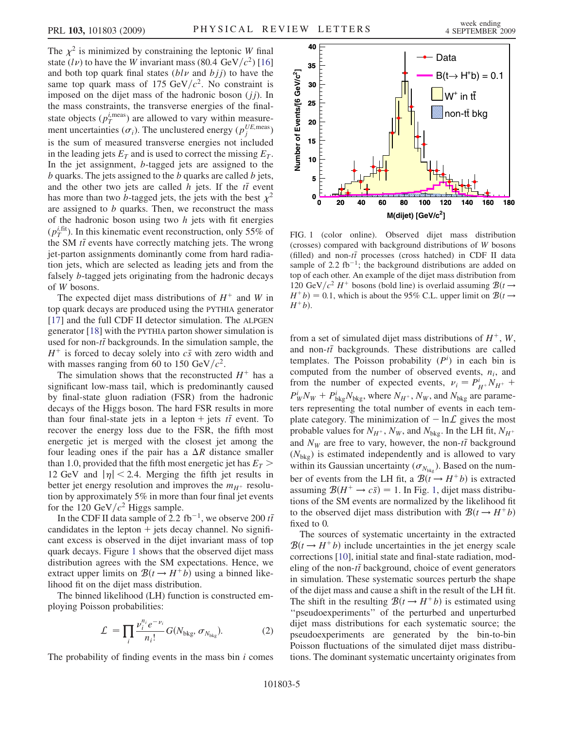The $\chi^2$ is minimized by constraining the leptonic $W$ final state ($l\nu$) to have the $W$ invariant mass (80.4 GeV/$c^2$) [16] and both top quark final states ($bl\nu$ and $bjj$) to have the same top quark mass of 175 GeV/$c^2$. No constraint is imposed on the dijet mass of the hadronic boson ($jj$). In the mass constraints, the transverse energies of the final-state objects ($p_T^{i,\text{meas}}$) are allowed to vary within measurement uncertainties ($\sigma_i$). The unclustered energy ($p_j^{UE,\text{meas}}$) is the sum of measured transverse energies not included in the leading jets $E_T$ and is used to correct the missing $E_T$. In the jet assignment, $b$-tagged jets are assigned to the $b$ quarks. The jets assigned to the $b$ quarks are called $b$ jets, and the other two jets are called $h$ jets. If the $t\bar{t}$ event has more than two $b$-tagged jets, the jets with the best $\chi^2$ are assigned to $b$ quarks. Then, we reconstruct the mass of the hadronic boson using two $h$ jets with fit energies ($p_T^{i,\text{fit}}$). In this kinematic event reconstruction, only 55% of the SM $t\bar{t}$ events have correctly matching jets. The wrong jet-parton assignments dominantly come from hard radiation jets, which are selected as leading jets and from the falsely $b$-tagged jets originating from the hadronic decays of $W$ bosons.

The expected dijet mass distributions of $H^+$ and $W$ in top quark decays are produced using the PYTHIA generator [17] and the full CDF II detector simulation. The ALPGEN generator [18] with the PYTHIA parton shower simulation is used for non-$t\bar{t}$ backgrounds. In the simulation sample, the $H^+$ is forced to decay solely into $c\bar{s}$ with zero width and with masses ranging from 60 to 150 GeV/$c^2$.

The simulation shows that the reconstructed $H^+$ has a significant low-mass tail, which is predominantly caused by final-state gluon radiation (FSR) from the hadronic decays of the Higgs boson. The hard FSR results in more than four final-state jets in a lepton + jets $t\bar{t}$ event. To recover the energy loss due to the FSR, the fifth most energetic jet is merged with the closest jet among the four leading ones if the pair has a $\Delta R$ distance smaller than 1.0, provided that the fifth most energetic jet has $E_T >$ 12 GeV and $|\eta| < 2.4$. Merging the fifth jet results in better jet energy resolution and improves the $m_{H^+}$ resolution by approximately 5% in more than four final jet events for the 120 GeV/$c^2$ Higgs sample.

In the CDF II data sample of 2.2 fb$^{-1}$, we observe 200 $t\bar{t}$ candidates in the lepton + jets decay channel. No significant excess is observed in the dijet invariant mass of top quark decays. Figure 1 shows that the observed dijet mass distribution agrees with the SM expectations. Hence, we extract upper limits on $\mathcal{B}(t \to H^+ b)$ using a binned likelihood fit on the dijet mass distribution.

The binned likelihood (LH) function is constructed employing Poisson probabilities:

$$\mathcal{L} = \prod_i \frac{\nu_i^{n_i} e^{-\nu_i}}{n_i!} G(N_{\text{bkg}}, \sigma_{N_{\text{bkg}}}). \tag{2}$$

The probability of finding events in the mass bin $i$ comes

FIG. 1 (color online). Observed dijet mass distribution (crosses) compared with background distributions of $W$ bosons (filled) and non-$t\bar{t}$ processes (cross hatched) in CDF II data sample of 2.2 fb$^{-1}$; the background distributions are added on top of each other. An example of the dijet mass distribution from 120 GeV/$c^2$ $H^+$ bosons (bold line) is overlaid assuming $\mathcal{B}(t \to H^+ b) = 0.1$, which is about the 95% C.L. upper limit on $\mathcal{B}(t \to H^+ b)$.

from a set of simulated dijet mass distributions of $H^+$, $W$, and non-$t\bar{t}$ backgrounds. These distributions are called templates. The Poisson probability ($P^i$) in each bin is computed from the number of observed events, $n_i$, and from the number of expected events, $\nu_i = P_{H^+}^i N_{H^+} + P_W^i N_W + P_{\text{bkg}}^i N_{\text{bkg}}$, where $N_{H^+}$, $N_W$, and $N_{\text{bkg}}$ are parameters representing the total number of events in each template category. The minimization of $-\ln\mathcal{L}$ gives the most probable values for $N_{H^+}$, $N_W$, and $N_{\text{bkg}}$. In the LH fit, $N_{H^+}$ and $N_W$ are free to vary, however, the non-$t\bar{t}$ background ($N_{\text{bkg}}$) is estimated independently and is allowed to vary within its Gaussian uncertainty ($\sigma_{N_{\text{bkg}}}$). Based on the number of events from the LH fit, a $\mathcal{B}(t \to H^+ b)$ is extracted assuming $\mathcal{B}(H^+ \to c\bar{s}) = 1$. In Fig. 1, dijet mass distributions of the SM events are normalized by the likelihood fit to the observed dijet mass distribution with $\mathcal{B}(t \to H^+ b)$ fixed to 0.

The sources of systematic uncertainty in the extracted $\mathcal{B}(t \to H^+ b)$ include uncertainties in the jet energy scale corrections [10], initial state and final-state radiation, modeling of the non-$t\bar{t}$ background, choice of event generators in simulation. These systematic sources perturb the shape of the dijet mass and cause a shift in the result of the LH fit. The shift in the resulting $\mathcal{B}(t \to H^+ b)$ is estimated using "pseudoexperiments" of the perturbed and unperturbed dijet mass distributions for each systematic source; the pseudoexperiments are generated by the bin-to-bin Poisson fluctuations of the simulated dijet mass distributions. The dominant systematic uncertainty originates from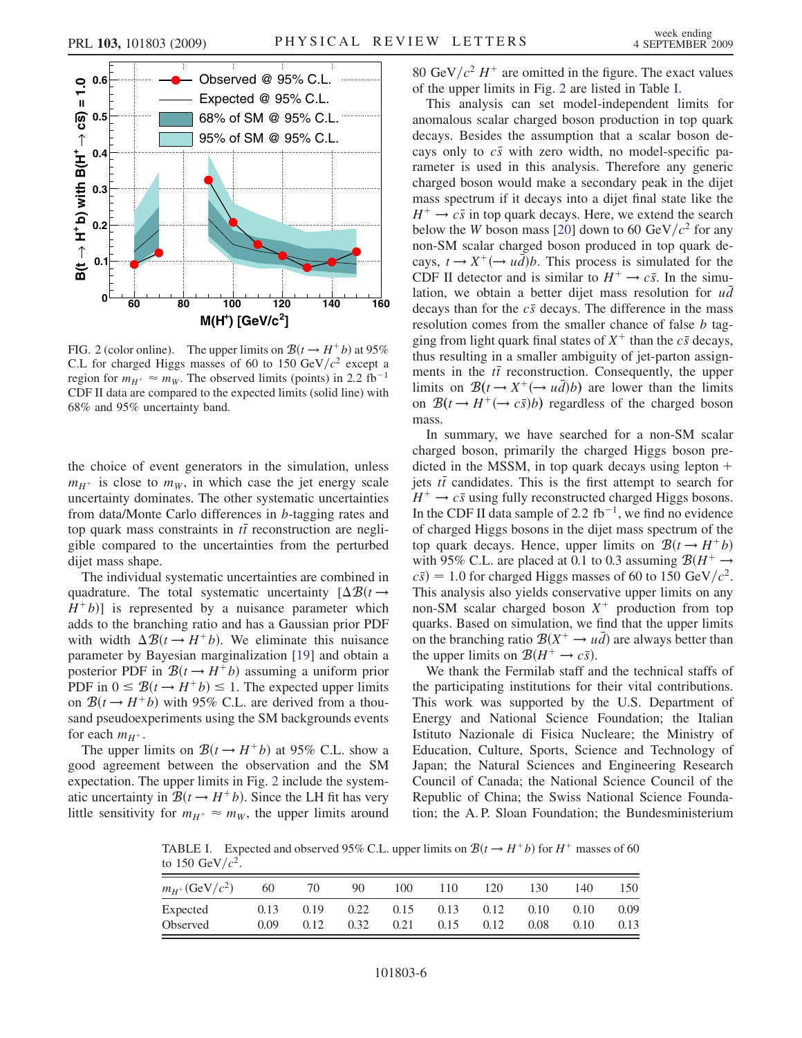FIG. 2 (color online). The upper limits on $\mathcal{B}(t \to H^+ b)$ at 95% C.L for charged Higgs masses of 60 to 150 GeV/$c^2$ except a region for $m_{H^+} \approx m_W$. The observed limits (points) in 2.2 fb$^{-1}$ CDF II data are compared to the expected limits (solid line) with 68% and 95% uncertainty band.

the choice of event generators in the simulation, unless $m_{H^+}$ is close to $m_W$, in which case the jet energy scale uncertainty dominates. The other systematic uncertainties from data/Monte Carlo differences in $b$-tagging rates and top quark mass constraints in $t\bar{t}$ reconstruction are negligible compared to the uncertainties from the perturbed dijet mass shape.

The individual systematic uncertainties are combined in quadrature. The total systematic uncertainty $[\Delta\mathcal{B}(t \to H^+ b)]$ is represented by a nuisance parameter which adds to the branching ratio and has a Gaussian prior PDF with width $\Delta\mathcal{B}(t \to H^+ b)$. We eliminate this nuisance parameter by Bayesian marginalization [19] and obtain a posterior PDF in $\mathcal{B}(t \to H^+ b)$ assuming a uniform prior PDF in $0 \leq \mathcal{B}(t \to H^+ b) \leq 1$. The expected upper limits on $\mathcal{B}(t \to H^+ b)$ with 95% C.L. are derived from a thousand pseudoexperiments using the SM backgrounds events for each $m_{H^+}$.

The upper limits on $\mathcal{B}(t \to H^+ b)$ at 95% C.L. show a good agreement between the observation and the SM expectation. The upper limits in Fig. 2 include the systematic uncertainty in $\mathcal{B}(t \to H^+ b)$. Since the LH fit has very little sensitivity for $m_{H^+} \approx m_W$, the upper limits around 80 GeV/$c^2$ $H^+$ are omitted in the figure. The exact values of the upper limits in Fig. 2 are listed in Table I.

This analysis can set model-independent limits for anomalous scalar charged boson production in top quark decays. Besides the assumption that a scalar boson decays only to $c\bar{s}$ with zero width, no model-specific parameter is used in this analysis. Therefore any generic charged boson would make a secondary peak in the dijet mass spectrum if it decays into a dijet final state like the $H^+ \to c\bar{s}$ in top quark decays. Here, we extend the search below the $W$ boson mass [20] down to 60 GeV/$c^2$ for any non-SM scalar charged boson produced in top quark decays, $t \to X^+(\to u\bar{d})b$. This process is simulated for the CDF II detector and is similar to $H^+ \to c\bar{s}$. In the simulation, we obtain a better dijet mass resolution for $u\bar{d}$ decays than for the $c\bar{s}$ decays. The difference in the mass resolution comes from the smaller chance of false $b$ tagging from light quark final states of $X^+$ than the $c\bar{s}$ decays, thus resulting in a smaller ambiguity of jet-parton assignments in the $t\bar{t}$ reconstruction. Consequently, the upper limits on $\mathcal{B}(t \to X^+(\to u\bar{d})b)$ are lower than the limits on $\mathcal{B}(t \to H^+(\to c\bar{s})b)$ regardless of the charged boson mass.

In summary, we have searched for a non-SM scalar charged boson, primarily the charged Higgs boson predicted in the MSSM, in top quark decays using lepton + jets $t\bar{t}$ candidates. This is the first attempt to search for $H^+ \to c\bar{s}$ using fully reconstructed charged Higgs bosons. In the CDF II data sample of 2.2 fb$^{-1}$, we find no evidence of charged Higgs bosons in the dijet mass spectrum of the top quark decays. Hence, upper limits on $\mathcal{B}(t \to H^+ b)$ with 95% C.L. are placed at 0.1 to 0.3 assuming $\mathcal{B}(H^+ \to c\bar{s}) = 1.0$ for charged Higgs masses of 60 to 150 GeV/$c^2$. This analysis also yields conservative upper limits on any non-SM scalar charged boson $X^+$ production from top quark decays. Based on simulation, we find that the upper limits on the branching ratio $\mathcal{B}(X^+ \to u\bar{d})$ are always better than the upper limits on $\mathcal{B}(H^+ \to c\bar{s})$.

We thank the Fermilab staff and the technical staffs of the participating institutions for their vital contributions. This work was supported by the U.S. Department of Energy and National Science Foundation; the Italian Istituto Nazionale di Fisica Nucleare; the Ministry of Education, Culture, Sports, Science and Technology of Japan; the Natural Sciences and Engineering Research Council of Canada; the National Science Council of the Republic of China; the Swiss National Science Foundation; the A. P. Sloan Foundation; the Bundesministerium

TABLE I. Expected and observed 95% C.L. upper limits on $\mathcal{B}(t \to H^+ b)$ for $H^+$ masses of 60 to 150 GeV/$c^2$.

| $m_{H^+}$(GeV/$c^2$) | 60 | 70 | 90 | 100 | 110 | 120 | 130 | 140 | 150 |
|---|---|---|---|---|---|---|---|---|---|
| Expected | 0.13 | 0.19 | 0.22 | 0.15 | 0.13 | 0.12 | 0.10 | 0.10 | 0.09 |
| Observed | 0.09 | 0.12 | 0.32 | 0.21 | 0.15 | 0.12 | 0.08 | 0.10 | 0.13 |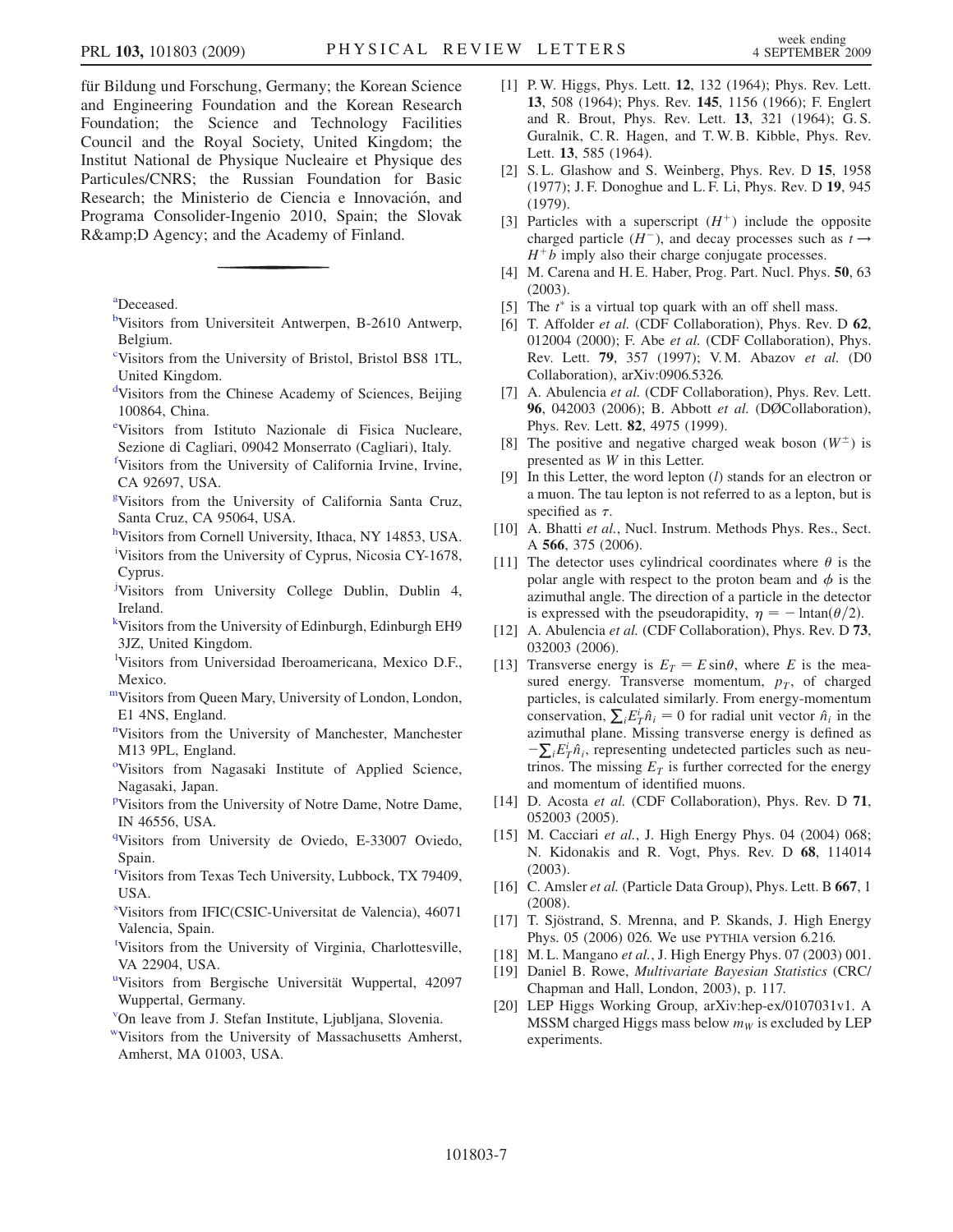für Bildung und Forschung, Germany; the Korean Science and Engineering Foundation and the Korean Research Foundation; the Science and Technology Facilities Council and the Royal Society, United Kingdom; the Institut National de Physique Nucleaire et Physique des Particules/CNRS; the Russian Foundation for Basic Research; the Ministerio de Ciencia e Innovación, and Programa Consolider-Ingenio 2010, Spain; the Slovak R&amp;D Agency; and the Academy of Finland.

---

[a]Deceased.

[b]Visitors from Universiteit Antwerpen, B-2610 Antwerp, Belgium.

[c]Visitors from the University of Bristol, Bristol BS8 1TL, United Kingdom.

[d]Visitors from the Chinese Academy of Sciences, Beijing 100864, China.

[e]Visitors from Istituto Nazionale di Fisica Nucleare, Sezione di Cagliari, 09042 Monserrato (Cagliari), Italy.

[f]Visitors from the University of California Irvine, Irvine, CA 92697, USA.

[g]Visitors from the University of California Santa Cruz, Santa Cruz, CA 95064, USA.

[h]Visitors from Cornell University, Ithaca, NY 14853, USA.

[i]Visitors from the University of Cyprus, Nicosia CY-1678, Cyprus.

[j]Visitors from University College Dublin, Dublin 4, Ireland.

[k]Visitors from the University of Edinburgh, Edinburgh EH9 3JZ, United Kingdom.

[l]Visitors from Universidad Iberoamericana, Mexico D.F., Mexico.

[m]Visitors from Queen Mary, University of London, London, E1 4NS, England.

[n]Visitors from the University of Manchester, Manchester M13 9PL, England.

[o]Visitors from Nagasaki Institute of Applied Science, Nagasaki, Japan.

[p]Visitors from the University of Notre Dame, Notre Dame, IN 46556, USA.

[q]Visitors from University de Oviedo, E-33007 Oviedo, Spain.

[r]Visitors from Texas Tech University, Lubbock, TX 79409, USA.

[s]Visitors from IFIC(CSIC-Universitat de Valencia), 46071 Valencia, Spain.

[t]Visitors from the University of Virginia, Charlottesville, VA 22904, USA.

[u]Visitors from Bergische Universität Wuppertal, 42097 Wuppertal, Germany.

[v]On leave from J. Stefan Institute, Ljubljana, Slovenia.

[w]Visitors from the University of Massachusetts Amherst, Amherst, MA 01003, USA.

[1] P. W. Higgs, Phys. Lett. **12**, 132 (1964); Phys. Rev. Lett. **13**, 508 (1964); Phys. Rev. **145**, 1156 (1966); F. Englert and R. Brout, Phys. Rev. Lett. **13**, 321 (1964); G. S. Guralnik, C. R. Hagen, and T. W. B. Kibble, Phys. Rev. Lett. **13**, 585 (1964).

[2] S. L. Glashow and S. Weinberg, Phys. Rev. D **15**, 1958 (1977); J. F. Donoghue and L. F. Li, Phys. Rev. D **19**, 945 (1979).

[3] Particles with a superscript ($H^+$) include the opposite charged particle ($H^-$), and decay processes such as $t \to H^+ b$ imply also their charge conjugate processes.

[4] M. Carena and H. E. Haber, Prog. Part. Nucl. Phys. **50**, 63 (2003).

[5] The $t^*$ is a virtual top quark with an off shell mass.

[6] T. Affolder *et al.* (CDF Collaboration), Phys. Rev. D **62**, 012004 (2000); F. Abe *et al.* (CDF Collaboration), Phys. Rev. Lett. **79**, 357 (1997); V. M. Abazov *et al.* (D0 Collaboration), arXiv:0906.5326.

[7] A. Abulencia *et al.* (CDF Collaboration), Phys. Rev. Lett. **96**, 042003 (2006); B. Abbott *et al.* (DØCollaboration), Phys. Rev. Lett. **82**, 4975 (1999).

[8] The positive and negative charged weak boson ($W^\pm$) is presented as $W$ in this Letter.

[9] In this Letter, the word lepton ($l$) stands for an electron or a muon. The tau lepton is not referred to as a lepton, but is specified as $\tau$.

[10] A. Bhatti *et al.*, Nucl. Instrum. Methods Phys. Res., Sect. A **566**, 375 (2006).

[11] The detector uses cylindrical coordinates where $\theta$ is the polar angle with respect to the proton beam and $\phi$ is the azimuthal angle. The direction of a particle in the detector is expressed with the pseudorapidity, $\eta = -\ln\tan(\theta/2)$.

[12] A. Abulencia *et al.* (CDF Collaboration), Phys. Rev. D **73**, 032003 (2006).

[13] Transverse energy is $E_T = E \sin\theta$, where $E$ is the measured energy. Transverse momentum, $p_T$, of charged particles, is calculated similarly. From energy-momentum conservation, $\sum_i E_T^i \hat{n}_i = 0$ for radial unit vector $\hat{n}_i$ in the azimuthal plane. Missing transverse energy is defined as $-\sum_i E_T^i \hat{n}_i$, representing undetected particles such as neutrinos. The missing $E_T$ is further corrected for the energy and momentum of identified muons.

[14] D. Acosta *et al.* (CDF Collaboration), Phys. Rev. D **71**, 052003 (2005).

[15] M. Cacciari *et al.*, J. High Energy Phys. 04 (2004) 068; N. Kidonakis and R. Vogt, Phys. Rev. D **68**, 114014 (2003).

[16] C. Amsler *et al.* (Particle Data Group), Phys. Lett. B **667**, 1 (2008).

[17] T. Sjöstrand, S. Mrenna, and P. Skands, J. High Energy Phys. 05 (2006) 026. We use PYTHIA version 6.216.

[18] M. L. Mangano *et al.*, J. High Energy Phys. 07 (2003) 001.

[19] Daniel B. Rowe, *Multivariate Bayesian Statistics* (CRC/Chapman and Hall, London, 2003), p. 117.

[20] LEP Higgs Working Group, arXiv:hep-ex/0107031v1. A MSSM charged Higgs mass below $m_W$ is excluded by LEP experiments.